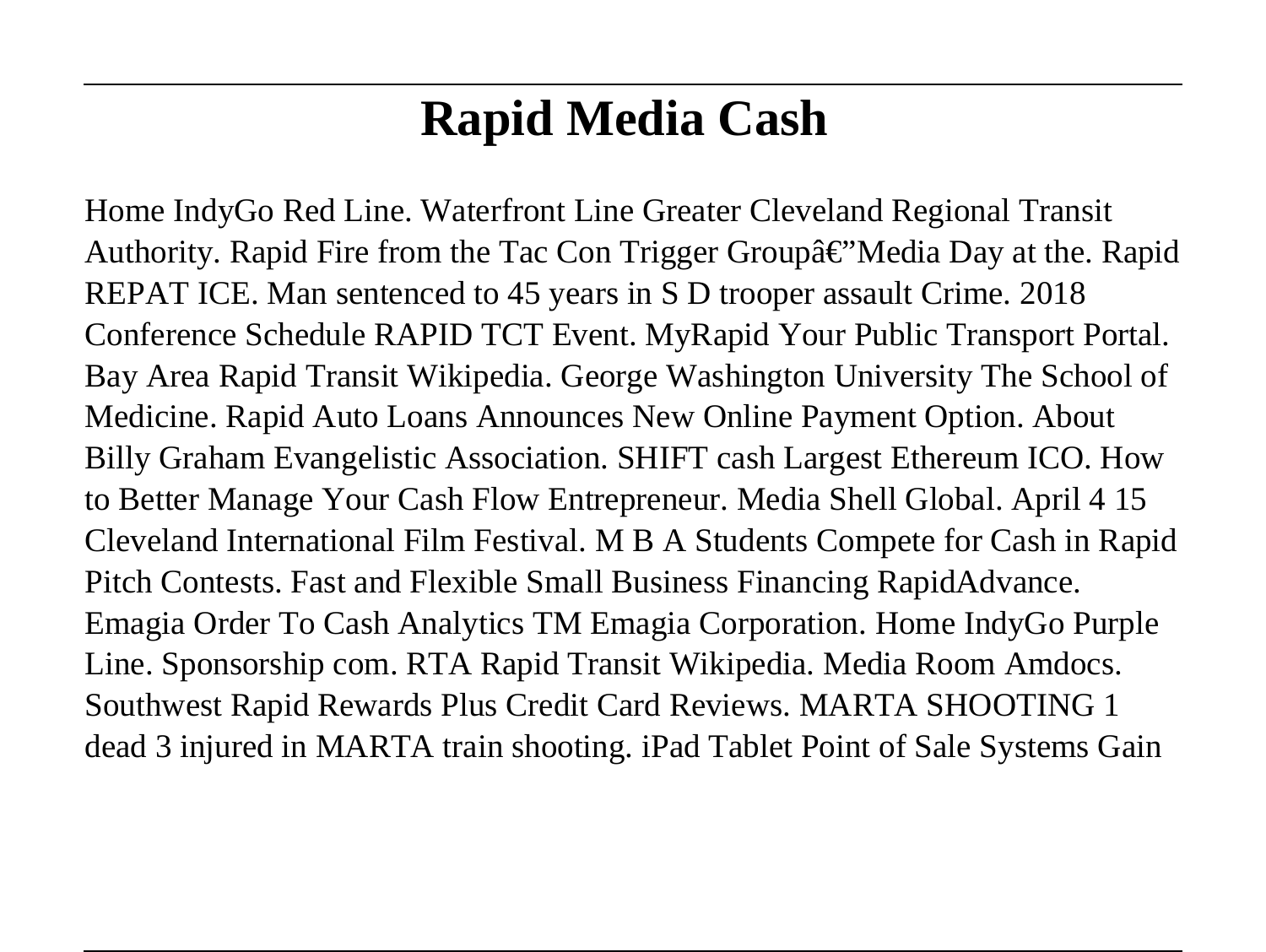# Rapid Media Cash

Home IndyGo Red Line. Waterfront Line Greater Cleveland Regional Transit Authority. Rapid Fire from the Tac Con Trigger Groupâ€"Media Day at the. Rapid REPAT ICE. Man sentenced to 45 years in S D trooper assault Crime. 2018 Conference Schedule RAPID TCT Event. MyRapid Your Public Transport Portal. Bay Area Rapid Transit Wikipedia. George Washington University The School of Medicine. Rapid Auto Loans Announces New Online Payment Option. About Billy Graham Evangelistic Association. SHIFT cash Largest Ethereum ICO. How to Better Manage Your Cash Flow Entrepreneur. Media Shell Global. April 4 15 Cleveland International Film Festival. M B A Students Compete for Cash in Rapid Pitch Contests. Fast and Flexible Small Business Financing RapidAdvance. Emagia Order To Cash Analytics TM Emagia Corporation. Home IndyGo Purple Line. Sponsorship com. RTA Rapid Transit Wikipedia. Media Room Amdocs. Southwest Rapid Rewards Plus Credit Card Reviews. MARTA SHOOTING 1 dead 3 injured in MARTA train shooting. iPad Tablet Point of Sale Systems Gain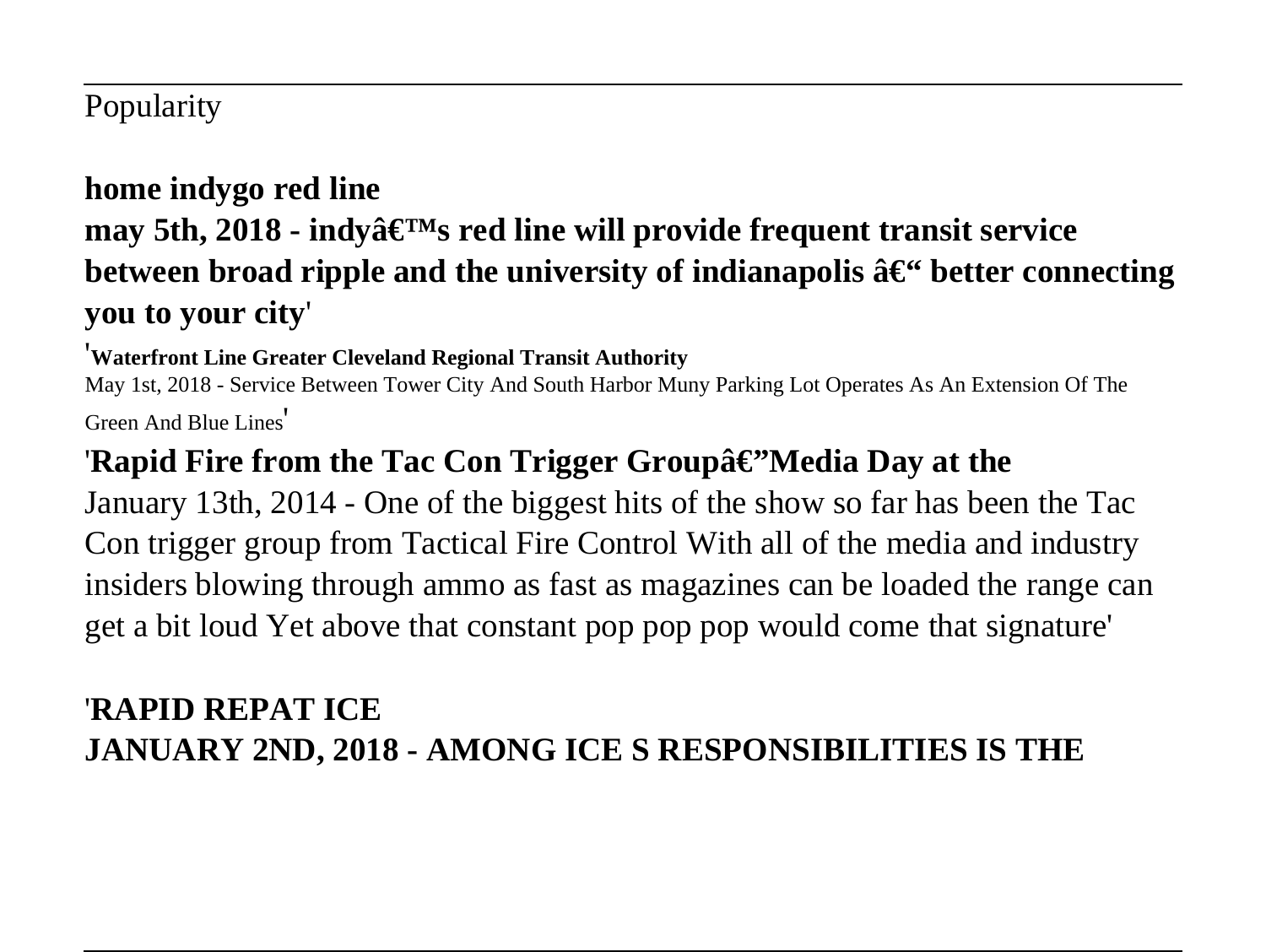Popularity

**home indygo red line**
**may 5th, 2018 - indyâ€™s red line will provide frequent transit service between broad ripple and the university of indianapolis â€“ better connecting you to your city**'

'**Waterfront Line Greater Cleveland Regional Transit Authority**
May 1st, 2018 - Service Between Tower City And South Harbor Muny Parking Lot Operates As An Extension Of The Green And Blue Lines'

'**Rapid Fire from the Tac Con Trigger Groupâ€"Media Day at the**
January 13th, 2014 - One of the biggest hits of the show so far has been the Tac Con trigger group from Tactical Fire Control With all of the media and industry insiders blowing through ammo as fast as magazines can be loaded the range can get a bit loud Yet above that constant pop pop pop would come that signature'

'**RAPID REPAT ICE**
**JANUARY 2ND, 2018 - AMONG ICE S RESPONSIBILITIES IS THE**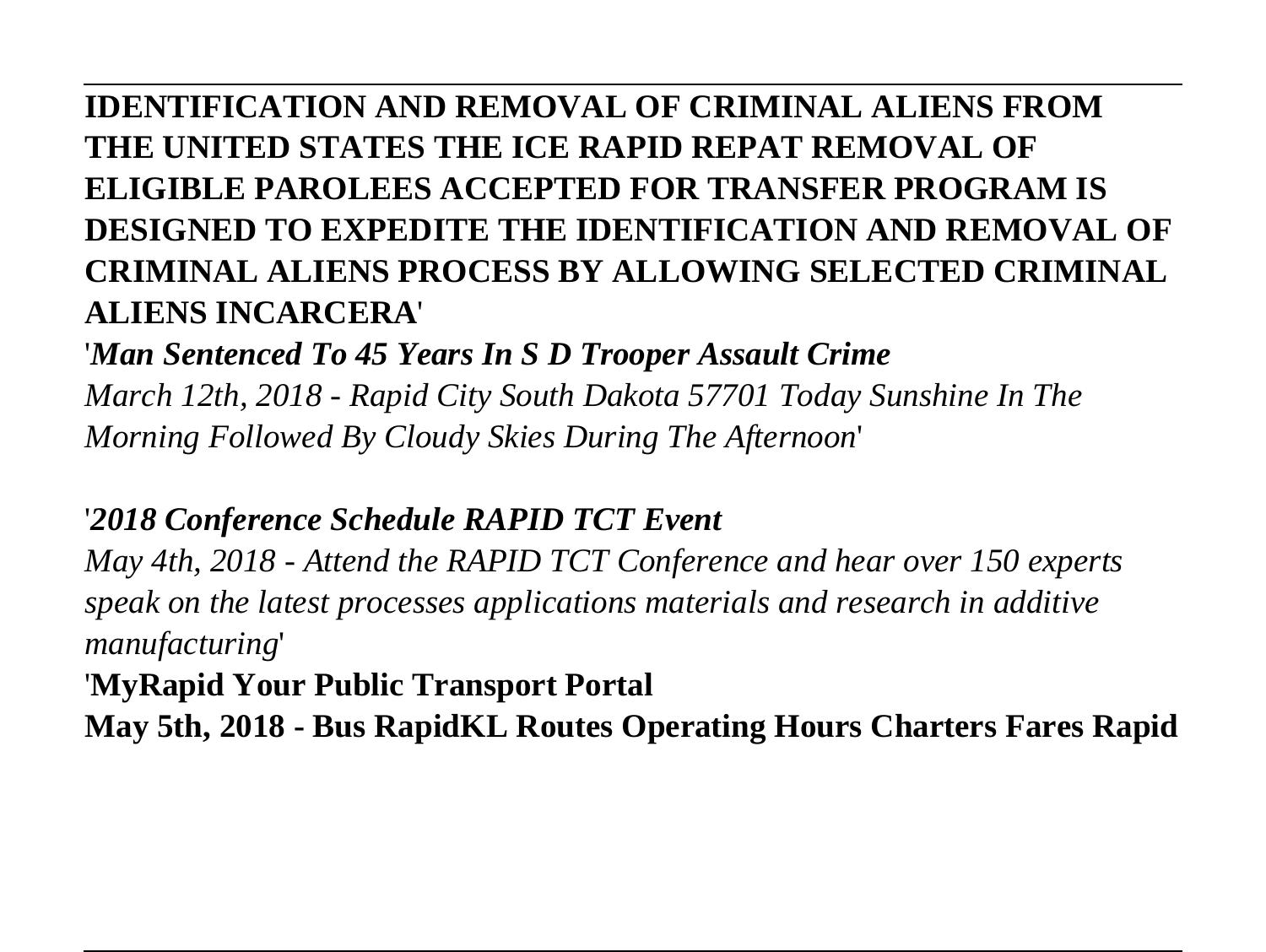**IDENTIFICATION AND REMOVAL OF CRIMINAL ALIENS FROM THE UNITED STATES THE ICE RAPID REPAT REMOVAL OF ELIGIBLE PAROLEES ACCEPTED FOR TRANSFER PROGRAM IS DESIGNED TO EXPEDITE THE IDENTIFICATION AND REMOVAL OF CRIMINAL ALIENS PROCESS BY ALLOWING SELECTED CRIMINAL ALIENS INCARCERA**'

'***Man Sentenced To 45 Years In S D Trooper Assault Crime***

*March 12th, 2018 - Rapid City South Dakota 57701 Today Sunshine In The Morning Followed By Cloudy Skies During The Afternoon*'

'***2018 Conference Schedule RAPID TCT Event***

*May 4th, 2018 - Attend the RAPID TCT Conference and hear over 150 experts speak on the latest processes applications materials and research in additive manufacturing*'

'**MyRapid Your Public Transport Portal**

**May 5th, 2018 - Bus RapidKL Routes Operating Hours Charters Fares Rapid**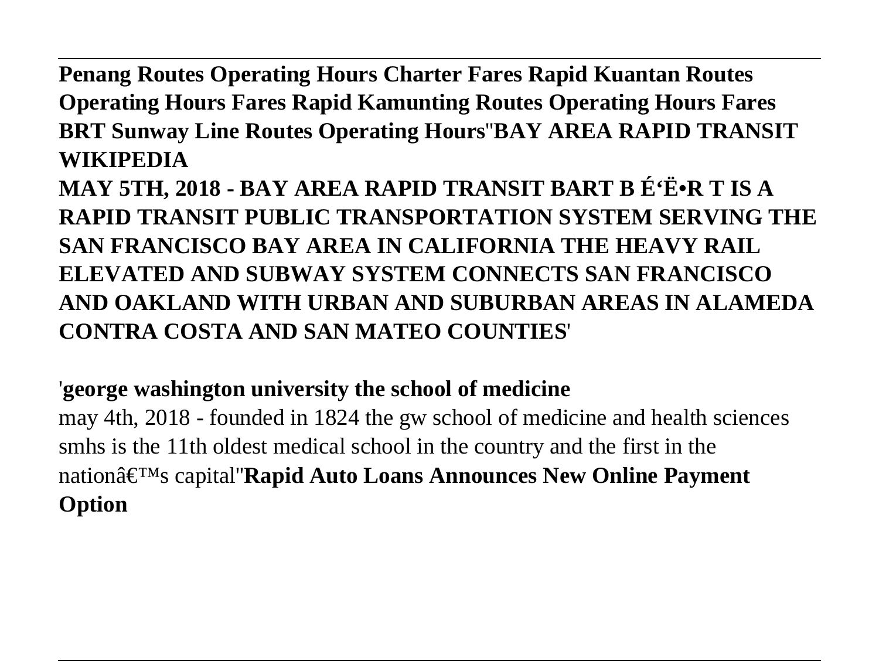**Penang Routes Operating Hours Charter Fares Rapid Kuantan Routes Operating Hours Fares Rapid Kamunting Routes Operating Hours Fares BRT Sunway Line Routes Operating Hours**''**BAY AREA RAPID TRANSIT WIKIPEDIA**

**MAY 5TH, 2018 - BAY AREA RAPID TRANSIT BART B É'Ë•R T IS A RAPID TRANSIT PUBLIC TRANSPORTATION SYSTEM SERVING THE SAN FRANCISCO BAY AREA IN CALIFORNIA THE HEAVY RAIL ELEVATED AND SUBWAY SYSTEM CONNECTS SAN FRANCISCO AND OAKLAND WITH URBAN AND SUBURBAN AREAS IN ALAMEDA CONTRA COSTA AND SAN MATEO COUNTIES**'

'**george washington university the school of medicine**

may 4th, 2018 - founded in 1824 the gw school of medicine and health sciences smhs is the 11th oldest medical school in the country and the first in the nationâ€™s capital''**Rapid Auto Loans Announces New Online Payment Option**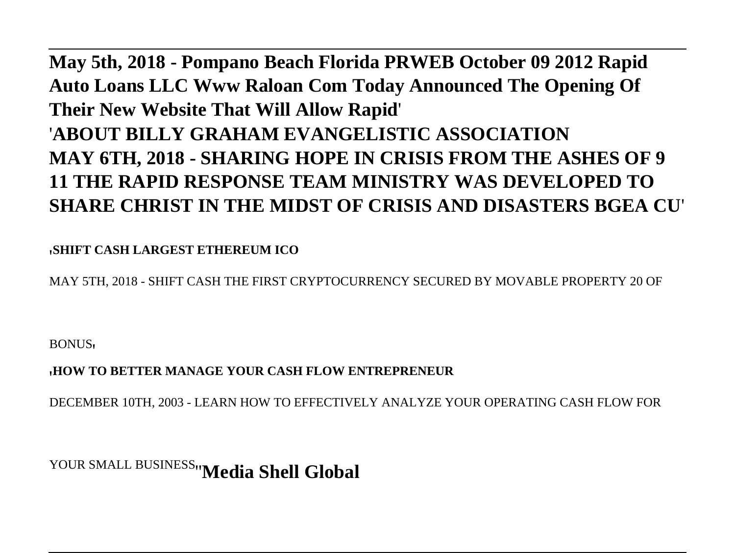**May 5th, 2018 - Pompano Beach Florida PRWEB October 09 2012 Rapid Auto Loans LLC Www Raloan Com Today Announced The Opening Of Their New Website That Will Allow Rapid**'

'**ABOUT BILLY GRAHAM EVANGELISTIC ASSOCIATION MAY 6TH, 2018 - SHARING HOPE IN CRISIS FROM THE ASHES OF 9 11 THE RAPID RESPONSE TEAM MINISTRY WAS DEVELOPED TO SHARE CHRIST IN THE MIDST OF CRISIS AND DISASTERS BGEA CU**'

'**SHIFT CASH LARGEST ETHEREUM ICO**

MAY 5TH, 2018 - SHIFT CASH THE FIRST CRYPTOCURRENCY SECURED BY MOVABLE PROPERTY 20 OF BONUS'

'**HOW TO BETTER MANAGE YOUR CASH FLOW ENTREPRENEUR**

DECEMBER 10TH, 2003 - LEARN HOW TO EFFECTIVELY ANALYZE YOUR OPERATING CASH FLOW FOR YOUR SMALL BUSINESS''**Media Shell Global**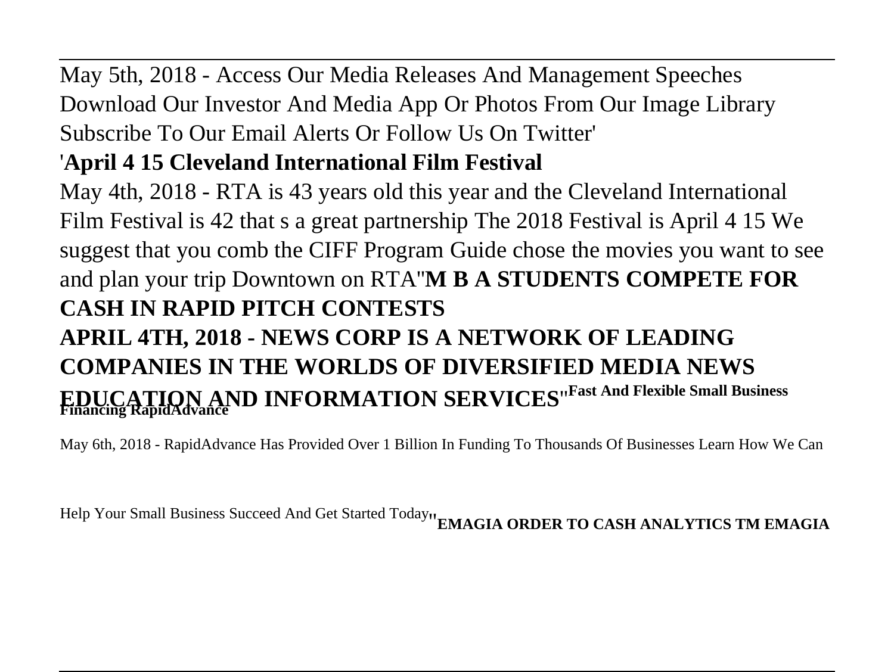May 5th, 2018 - Access Our Media Releases And Management Speeches Download Our Investor And Media App Or Photos From Our Image Library Subscribe To Our Email Alerts Or Follow Us On Twitter'

'**April 4 15 Cleveland International Film Festival**

May 4th, 2018 - RTA is 43 years old this year and the Cleveland International Film Festival is 42 that s a great partnership The 2018 Festival is April 4 15 We suggest that you comb the CIFF Program Guide chose the movies you want to see and plan your trip Downtown on RTA''**M B A STUDENTS COMPETE FOR CASH IN RAPID PITCH CONTESTS**

**APRIL 4TH, 2018 - NEWS CORP IS A NETWORK OF LEADING COMPANIES IN THE WORLDS OF DIVERSIFIED MEDIA NEWS EDUCATION AND INFORMATION SERVICES**''**Fast And Flexible Small Business Financing RapidAdvance**

May 6th, 2018 - RapidAdvance Has Provided Over 1 Billion In Funding To Thousands Of Businesses Learn How We Can Help Your Small Business Succeed And Get Started Today''**EMAGIA ORDER TO CASH ANALYTICS TM EMAGIA**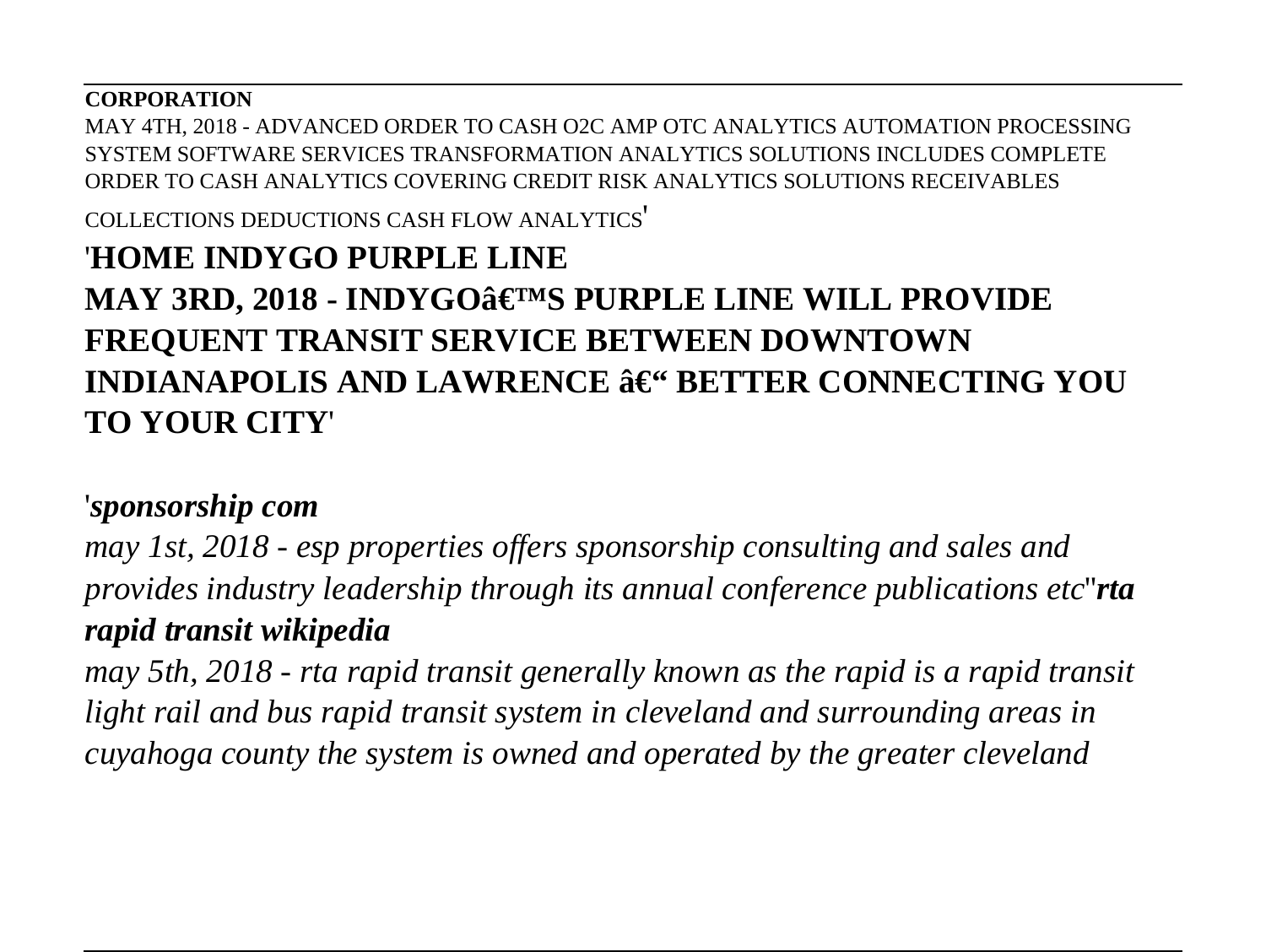**CORPORATION**

MAY 4TH, 2018 - ADVANCED ORDER TO CASH O2C AMP OTC ANALYTICS AUTOMATION PROCESSING SYSTEM SOFTWARE SERVICES TRANSFORMATION ANALYTICS SOLUTIONS INCLUDES COMPLETE ORDER TO CASH ANALYTICS COVERING CREDIT RISK ANALYTICS SOLUTIONS RECEIVABLES COLLECTIONS DEDUCTIONS CASH FLOW ANALYTICS'

## 'HOME INDYGO PURPLE LINE
## MAY 3RD, 2018 - INDYGOâ€™S PURPLE LINE WILL PROVIDE FREQUENT TRANSIT SERVICE BETWEEN DOWNTOWN INDIANAPOLIS AND LAWRENCE â€“ BETTER CONNECTING YOU TO YOUR CITY'

'***sponsorship com***

*may 1st, 2018 - esp properties offers sponsorship consulting and sales and provides industry leadership through its annual conference publications etc*''***rta rapid transit wikipedia***

*may 5th, 2018 - rta rapid transit generally known as the rapid is a rapid transit light rail and bus rapid transit system in cleveland and surrounding areas in cuyahoga county the system is owned and operated by the greater cleveland*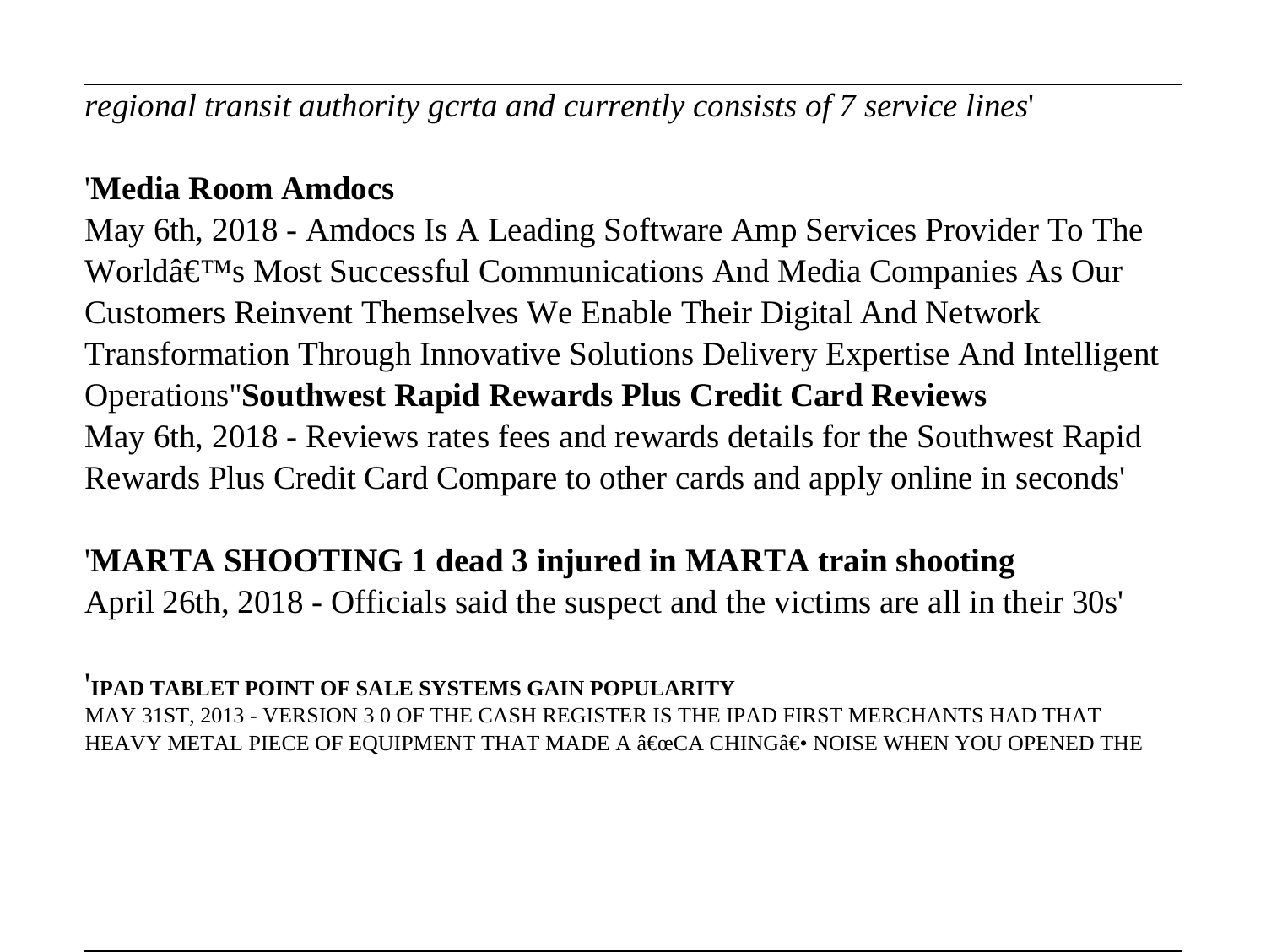*regional transit authority gcrta and currently consists of 7 service lines*'

'**Media Room Amdocs**

May 6th, 2018 - Amdocs Is A Leading Software Amp Services Provider To The Worldâ€™s Most Successful Communications And Media Companies As Our Customers Reinvent Themselves We Enable Their Digital And Network Transformation Through Innovative Solutions Delivery Expertise And Intelligent Operations''**Southwest Rapid Rewards Plus Credit Card Reviews**

May 6th, 2018 - Reviews rates fees and rewards details for the Southwest Rapid Rewards Plus Credit Card Compare to other cards and apply online in seconds'

'**MARTA SHOOTING 1 dead 3 injured in MARTA train shooting**

April 26th, 2018 - Officials said the suspect and the victims are all in their 30s'

'**IPAD TABLET POINT OF SALE SYSTEMS GAIN POPULARITY**

MAY 31ST, 2013 - VERSION 3 0 OF THE CASH REGISTER IS THE IPAD FIRST MERCHANTS HAD THAT HEAVY METAL PIECE OF EQUIPMENT THAT MADE A â€œCA CHINGâ€• NOISE WHEN YOU OPENED THE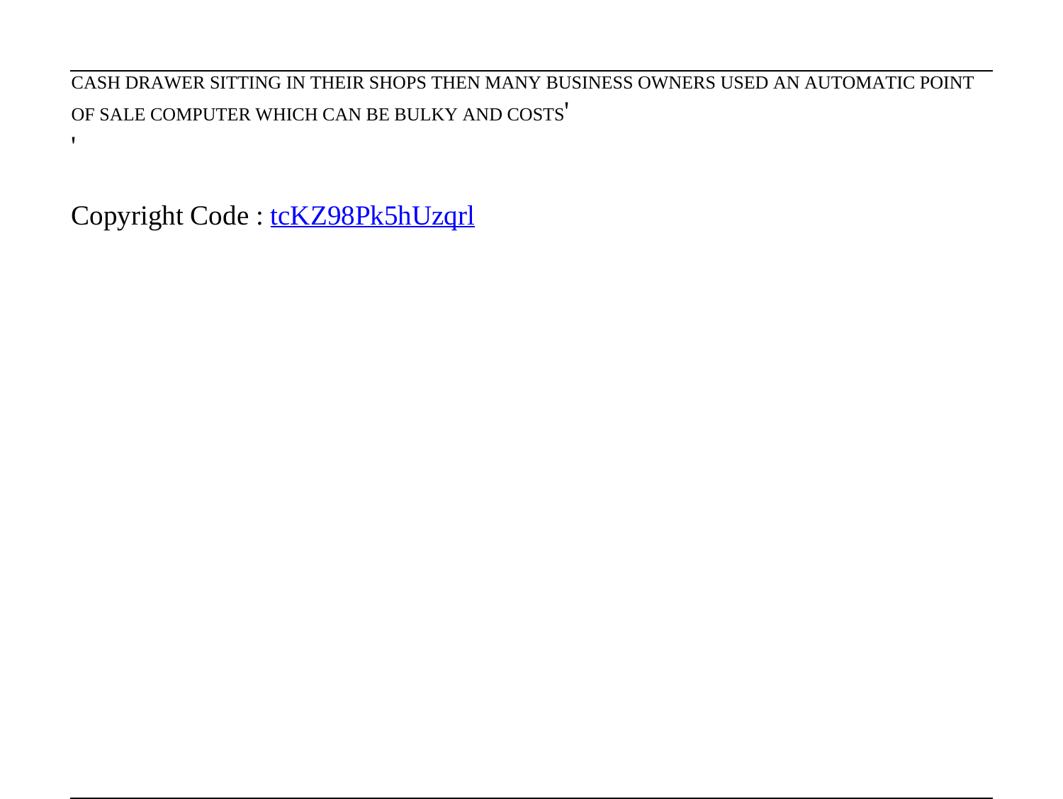CASH DRAWER SITTING IN THEIR SHOPS THEN MANY BUSINESS OWNERS USED AN AUTOMATIC POINT OF SALE COMPUTER WHICH CAN BE BULKY AND COSTS'

'

Copyright Code : tcKZ98Pk5hUzqrl